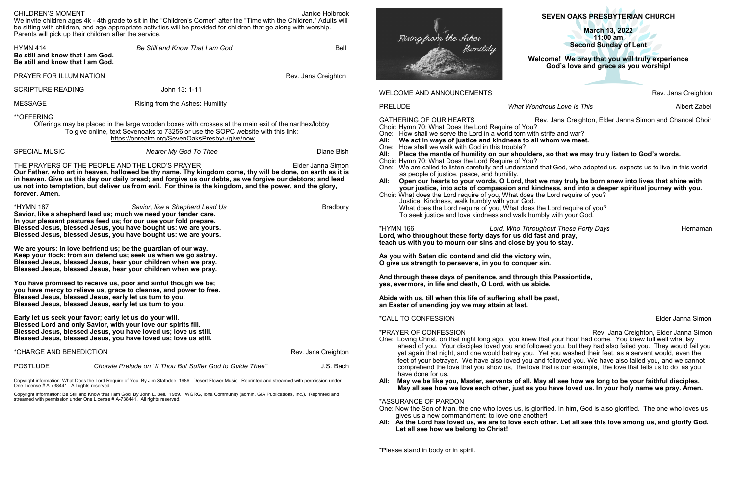# SEVEN OAKS PRESBYTERIAN CHURCH

**March 13, 2022**
**11:00 am**
**Second Sunday of Lent**

**Welcome! We pray that you will truly experience God's love and grace as you worship!**

Rising from the Ashes
Humility

WELCOME AND ANNOUNCEMENTS — Rev. Jana Creighton

PRELUDE — *What Wondrous Love Is This* — Albert Zabel

GATHERING OF OUR HEARTS — Rev. Jana Creighton, Elder Janna Simon and Chancel Choir

Choir: Hymn 70: What Does the Lord Require of You?
One: How shall we serve the Lord in a world torn with strife and war?
**All: We act in ways of justice and kindness to all whom we meet.**
One: How shall we walk with God in this trouble?
**All: Place the mantle of humility on our shoulders, so that we may truly listen to God's words.**
Choir: Hymn 70: What Does the Lord Require of You?
One: We are called to listen carefully and understand that God, who adopted us, expects us to live in this world as people of justice, peace, and humility.
**All: Open our hearts to your words, O Lord, that we may truly be born anew into lives that shine with your justice, into acts of compassion and kindness, and into a deeper spiritual journey with you.**
Choir: What does the Lord require of you, What does the Lord require of you?
Justice, Kindness, walk humbly with your God.
What does the Lord require of you, What does the Lord require of you?
To seek justice and love kindness and walk humbly with your God.

\*HYMN 166 — *Lord, Who Throughout These Forty Days* — Hernaman

**Lord, who throughout these forty days for us did fast and pray,**
**teach us with you to mourn our sins and close by you to stay.**

**As you with Satan did contend and did the victory win,**
**O give us strength to persevere, in you to conquer sin.**

**And through these days of penitence, and through this Passiontide,**
**yes, evermore, in life and death, O Lord, with us abide.**

**Abide with us, till when this life of suffering shall be past,**
**an Easter of unending joy we may attain at last.**

\*CALL TO CONFESSION — Elder Janna Simon

\*PRAYER OF CONFESSION — Rev. Jana Creighton, Elder Janna Simon

One: Loving Christ, on that night long ago, you knew that your hour had come. You knew full well what lay ahead of you. Your disciples loved you and followed you, but they had also failed you. They would fail you yet again that night, and one would betray you. Yet you washed their feet, as a servant would, even the feet of your betrayer. We have also loved you and followed you. We have also failed you, and we cannot comprehend the love that you show us, the love that is our example, the love that tells us to do as you have done for us.
**All: May we be like you, Master, servants of all. May all see how we long to be your faithful disciples. May all see how we love each other, just as you have loved us. In your holy name we pray. Amen.**

\*ASSURANCE OF PARDON

One: Now the Son of Man, the one who loves us, is glorified. In him, God is also glorified. The one who loves us gives us a new commandment: to love one another!
**All: As the Lord has loved us, we are to love each other. Let all see this love among us, and glorify God. Let all see how we belong to Christ!**

\*Please stand in body or in spirit.

CHILDREN'S MOMENT — Janice Holbrook

We invite children ages 4k - 4th grade to sit in the "Children's Corner" after the "Time with the Children." Adults will be sitting with children, and age appropriate activities will be provided for children that go along with worship. Parents will pick up their children after the service.

HYMN 414 — *Be Still and Know That I am God* — Bell

**Be still and know that I am God.**
**Be still and know that I am God.**

PRAYER FOR ILLUMINATION — Rev. Jana Creighton

SCRIPTURE READING — John 13: 1-11

MESSAGE — Rising from the Ashes: Humility

\*\*OFFERING

Offerings may be placed in the large wooden boxes with crosses at the main exit of the narthex/lobby
To give online, text Sevenoaks to 73256 or use the SOPC website with this link:
https://onrealm.org/SevenOaksPresby/-/give/now

SPECIAL MUSIC — *Nearer My God To Thee* — Diane Bish

THE PRAYERS OF THE PEOPLE AND THE LORD'S PRAYER — Elder Janna Simon

**Our Father, who art in heaven, hallowed be thy name. Thy kingdom come, thy will be done, on earth as it is in heaven. Give us this day our daily bread; and forgive us our debts, as we forgive our debtors; and lead us not into temptation, but deliver us from evil. For thine is the kingdom, and the power, and the glory, forever. Amen.**

\*HYMN 187 — *Savior, like a Shepherd Lead Us* — Bradbury

**Savior, like a shepherd lead us; much we need your tender care.**
**In your pleasant pastures feed us; for our use your fold prepare.**
**Blessed Jesus, blessed Jesus, you have bought us: we are yours.**
**Blessed Jesus, blessed Jesus, you have bought us: we are yours.**

**We are yours: in love befriend us; be the guardian of our way.**
**Keep your flock: from sin defend us; seek us when we go astray.**
**Blessed Jesus, blessed Jesus, hear your children when we pray.**
**Blessed Jesus, blessed Jesus, hear your children when we pray.**

**You have promised to receive us, poor and sinful though we be;**
**you have mercy to relieve us, grace to cleanse, and power to free.**
**Blessed Jesus, blessed Jesus, early let us turn to you.**
**Blessed Jesus, blessed Jesus, early let us turn to you.**

**Early let us seek your favor; early let us do your will.**
**Blessed Lord and only Savior, with your love our spirits fill.**
**Blessed Jesus, blessed Jesus, you have loved us; love us still.**
**Blessed Jesus, blessed Jesus, you have loved us; love us still.**

\*CHARGE AND BENEDICTION — Rev. Jana Creighton

POSTLUDE — *Chorale Prelude on "If Thou But Suffer God to Guide Thee"* — J.S. Bach

Copyright information: What Does the Lord Require of You. By Jim Stathdee. 1986. Desert Flower Music. Reprinted and streamed with permission under One License # A-738441. All rights reserved.

Copyright information: Be Still and Know that I am God. By John L. Bell. 1989. WGRG, Iona Community (admin. GIA Publications, Inc.). Reprinted and streamed with permission under One License # A-738441. All rights reserved.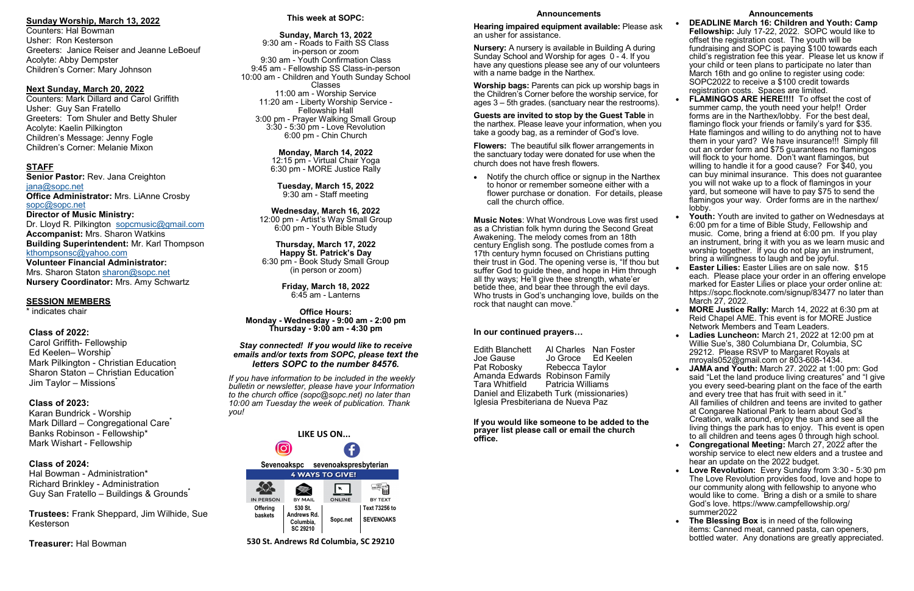**Sunday Worship, March 13, 2022**

Counters: Hal Bowman
Usher: Ron Kesterson
Greeters: Janice Reiser and Jeanne LeBoeuf
Acolyte: Abby Dempster
Children's Corner: Mary Johnson

**Next Sunday, March 20, 2022**

Counters: Mark Dillard and Carol Griffith
Usher: Guy San Fratello
Greeters: Tom Shuler and Betty Shuler
Acolyte: Kaelin Pilkington
Children's Message: Jenny Fogle
Children's Corner: Melanie Mixon

**STAFF**

**Senior Pastor:** Rev. Jana Creighton
jana@sopc.net
**Office Administrator:** Mrs. LiAnne Crosby
sopc@sopc.net
**Director of Music Ministry:**
Dr. Lloyd R. Pilkington sopcmusic@gmail.com
**Accompanist:** Mrs. Sharon Watkins
**Building Superintendent:** Mr. Karl Thompson
kthompsonsc@yahoo.com
**Volunteer Financial Administrator:**
Mrs. Sharon Staton sharon@sopc.net
**Nursery Coordinator:** Mrs. Amy Schwartz

**SESSION MEMBERS**

* indicates chair

**Class of 2022:**
Carol Griffith- Fellowship
Ed Keelen– Worship*
Mark Pilkington - Christian Education
Sharon Staton – Christian Education*
Jim Taylor – Missions*

**Class of 2023:**
Karan Bundrick - Worship
Mark Dillard – Congregational Care*
Banks Robinson - Fellowship*
Mark Wishart - Fellowship

**Class of 2024:**
Hal Bowman - Administration*
Richard Brinkley - Administration
Guy San Fratello – Buildings & Grounds*

**Trustees:** Frank Sheppard, Jim Wilhide, Sue Kesterson

**Treasurer:** Hal Bowman

**This week at SOPC:**

**Sunday, March 13, 2022**
9:30 am - Roads to Faith SS Class in-person or zoom
9:30 am - Youth Confirmation Class
9:45 am - Fellowship SS Class-in-person
10:00 am - Children and Youth Sunday School Classes
11:00 am - Worship Service
11:20 am - Liberty Worship Service - Fellowship Hall
3:00 pm - Prayer Walking Small Group
3:30 - 5:30 pm - Love Revolution
6:00 pm - Chin Church

**Monday, March 14, 2022**
12:15 pm - Virtual Chair Yoga
6:30 pm - MORE Justice Rally

**Tuesday, March 15, 2022**
9:30 am - Staff meeting

**Wednesday, March 16, 2022**
12:00 pm - Artist's Way Small Group
6:00 pm - Youth Bible Study

**Thursday, March 17, 2022**
**Happy St. Patrick's Day**
6:30 pm - Book Study Small Group (in person or zoom)

**Friday, March 18, 2022**
6:45 am - Lanterns

**Office Hours:**
**Monday - Wednesday - 9:00 am - 2:00 pm**
**Thursday - 9:00 am - 4:30 pm**

***Stay connected! If you would like to receive emails and/or texts from SOPC, please text the letters SOPC to the number 84576.***

*If you have information to be included in the weekly bulletin or newsletter, please have your Information to the church office (sopc@sopc.net) no later than 10:00 am Tuesday the week of publication. Thank you!*

**LIKE US ON...**

Sevenoakspc sevenoakspresbyterian

**4 WAYS TO GIVE!**

| IN PERSON | BY MAIL | ONLINE | BY TEXT |
|---|---|---|---|
| Offering baskets | 530 St. Andrews Rd. Columbia, SC 29210 | Sopc.net | Text 73256 to SEVENOAKS |

**530 St. Andrews Rd Columbia, SC 29210**

## Announcements

**Hearing impaired equipment available:** Please ask an usher for assistance.

**Nursery:** A nursery is available in Building A during Sunday School and Worship for ages 0 - 4. If you have any questions please see any of our volunteers with a name badge in the Narthex.

**Worship bags:** Parents can pick up worship bags in the Children's Corner before the worship service, for ages 3 – 5th grades. (sanctuary near the restrooms).

**Guests are invited to stop by the Guest Table** in the narthex. Please leave your information, when you take a goody bag, as a reminder of God's love.

**Flowers:** The beautiful silk flower arrangements in the sanctuary today were donated for use when the church does not have fresh flowers.

- Notify the church office or signup in the Narthex to honor or remember someone either with a flower purchase or donation. For details, please call the church office.

**Music Notes**: What Wondrous Love was first used as a Christian folk hymn during the Second Great Awakening. The melody comes from an 18th century English song. The postlude comes from a 17th century hymn focused on Christians putting their trust in God. The opening verse is, "If thou but suffer God to guide thee, and hope in Him through all thy ways; He'll give thee strength, whate'er betide thee, and bear thee through the evil days. Who trusts in God's unchanging love, builds on the rock that naught can move."

**In our continued prayers…**

Edith Blanchett    Al Charles    Nan Foster
Joe Gause    Jo Groce    Ed Keelen
Pat Robosky    Rebecca Taylor
Amanda Edwards    Robinson Family
Tara Whitfield    Patricia Williams
Daniel and Elizabeth Turk (missionaries)
Iglesia Presbiteriana de Nueva Paz

**If you would like someone to be added to the prayer list please call or email the church office.**

## Announcements

- **DEADLINE March 16: Children and Youth: Camp Fellowship:** July 17-22, 2022. SOPC would like to offset the registration cost. The youth will be fundraising and SOPC is paying $100 towards each child's registration fee this year. Please let us know if your child or teen plans to participate no later than March 16th and go online to register using code: SOPC2022 to receive a $100 credit towards registration costs. Spaces are limited.
- **FLAMINGOS ARE HERE!!!!** To offset the cost of summer camp, the youth need your help!! Order forms are in the Narthex/lobby. For the best deal, flamingo flock your friends or family's yard for $35. Hate flamingos and willing to do anything not to have them in your yard? We have insurance!!! Simply fill out an order form and $75 guarantees no flamingos will flock to your home. Don't want flamingos, but willing to handle it for a good cause? For $40, you can buy minimal insurance. This does not guarantee you will not wake up to a flock of flamingos in your yard, but someone will have to pay $75 to send the flamingos your way. Order forms are in the narthex/ lobby.
- **Youth:** Youth are invited to gather on Wednesdays at 6:00 pm for a time of Bible Study, Fellowship and music. Come, bring a friend at 6:00 pm. If you play an instrument, bring it with you as we learn music and worship together. If you do not play an instrument, bring a willingness to laugh and be joyful.
- **Easter Lilies:** Easter Lilies are on sale now. $15 each. Please place your order in an offering envelope marked for Easter Lilies or place your order online at: https://sopc.flocknote.com/signup/83477 no later than March 27, 2022.
- **MORE Justice Rally:** March 14, 2022 at 6:30 pm at Reid Chapel AME. This event is for MORE Justice Network Members and Team Leaders.
- **Ladies Luncheon:** March 21, 2022 at 12:00 pm at Willie Sue's, 380 Columbiana Dr, Columbia, SC 29212. Please RSVP to Margaret Royals at mroyals052@gmail.com or 803-608-1434.
- **JAMA and Youth:** March 27. 2022 at 1:00 pm: God said "Let the land produce living creatures" and "I give you every seed-bearing plant on the face of the earth and every tree that has fruit with seed in it." All families of children and teens are invited to gather at Congaree National Park to learn about God's Creation, walk around, enjoy the sun and see all the living things the park has to enjoy. This event is open to all children and teens ages 0 through high school.
- **Congregational Meeting:** March 27, 2022 after the worship service to elect new elders and a trustee and hear an update on the 2022 budget.
- **Love Revolution:** Every Sunday from 3:30 - 5:30 pm The Love Revolution provides food, love and hope to our community along with fellowship to anyone who would like to come. Bring a dish or a smile to share God's love. https://www.campfellowship.org/summer2022
- **The Blessing Box** is in need of the following items: Canned meat, canned pasta, can openers, bottled water. Any donations are greatly appreciated.